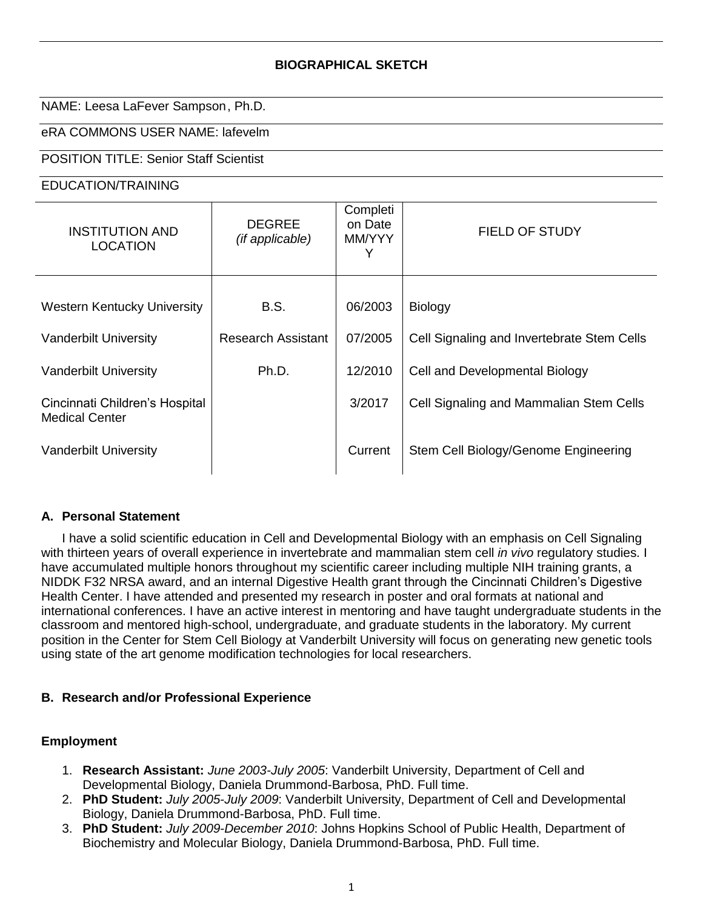# BIOGRAPHICAL SKETCH

NAME: Leesa LaFever Sampson, Ph.D.

eRA COMMONS USER NAME: lafevelm

POSITION TITLE: Senior Staff Scientist

EDUCATION/TRAINING

| INSTITUTION AND LOCATION | DEGREE (if applicable) | Completion Date MM/YYYY | FIELD OF STUDY |
|---|---|---|---|
| Western Kentucky University | B.S. | 06/2003 | Biology |
| Vanderbilt University | Research Assistant | 07/2005 | Cell Signaling and Invertebrate Stem Cells |
| Vanderbilt University | Ph.D. | 12/2010 | Cell and Developmental Biology |
| Cincinnati Children's Hospital Medical Center | | 3/2017 | Cell Signaling and Mammalian Stem Cells |
| Vanderbilt University | | Current | Stem Cell Biology/Genome Engineering |

## A. Personal Statement

I have a solid scientific education in Cell and Developmental Biology with an emphasis on Cell Signaling with thirteen years of overall experience in invertebrate and mammalian stem cell *in vivo* regulatory studies. I have accumulated multiple honors throughout my scientific career including multiple NIH training grants, a NIDDK F32 NRSA award, and an internal Digestive Health grant through the Cincinnati Children's Digestive Health Center. I have attended and presented my research in poster and oral formats at national and international conferences. I have an active interest in mentoring and have taught undergraduate students in the classroom and mentored high-school, undergraduate, and graduate students in the laboratory. My current position in the Center for Stem Cell Biology at Vanderbilt University will focus on generating new genetic tools using state of the art genome modification technologies for local researchers.

## B. Research and/or Professional Experience

### Employment

1. **Research Assistant:** *June 2003-July 2005*: Vanderbilt University, Department of Cell and Developmental Biology, Daniela Drummond-Barbosa, PhD. Full time.
2. **PhD Student:** *July 2005-July 2009*: Vanderbilt University, Department of Cell and Developmental Biology, Daniela Drummond-Barbosa, PhD. Full time.
3. **PhD Student:** *July 2009-December 2010*: Johns Hopkins School of Public Health, Department of Biochemistry and Molecular Biology, Daniela Drummond-Barbosa, PhD. Full time.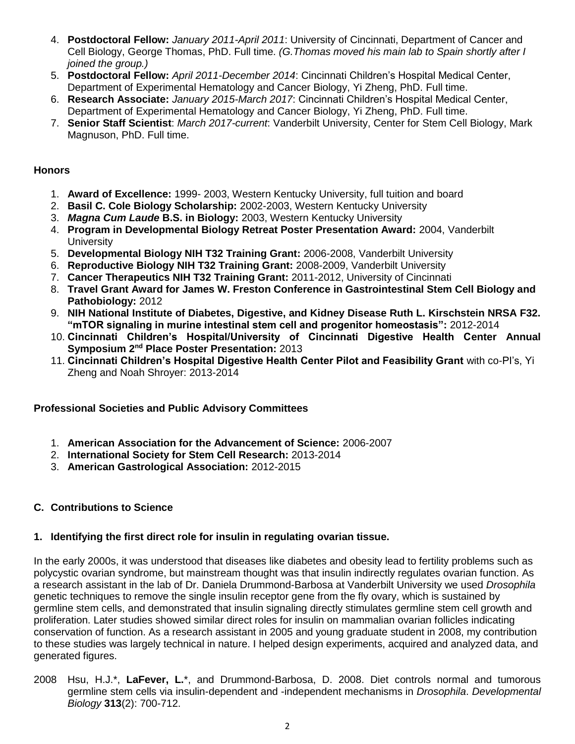4. **Postdoctoral Fellow:** *January 2011-April 2011*: University of Cincinnati, Department of Cancer and Cell Biology, George Thomas, PhD. Full time. *(G.Thomas moved his main lab to Spain shortly after I joined the group.)*
5. **Postdoctoral Fellow:** *April 2011-December 2014*: Cincinnati Children's Hospital Medical Center, Department of Experimental Hematology and Cancer Biology, Yi Zheng, PhD. Full time.
6. **Research Associate:** *January 2015-March 2017*: Cincinnati Children's Hospital Medical Center, Department of Experimental Hematology and Cancer Biology, Yi Zheng, PhD. Full time.
7. **Senior Staff Scientist**: *March 2017-current*: Vanderbilt University, Center for Stem Cell Biology, Mark Magnuson, PhD. Full time.

### Honors

1. **Award of Excellence:** 1999- 2003, Western Kentucky University, full tuition and board
2. **Basil C. Cole Biology Scholarship:** 2002-2003, Western Kentucky University
3. ***Magna Cum Laude* B.S. in Biology:** 2003, Western Kentucky University
4. **Program in Developmental Biology Retreat Poster Presentation Award:** 2004, Vanderbilt University
5. **Developmental Biology NIH T32 Training Grant:** 2006-2008, Vanderbilt University
6. **Reproductive Biology NIH T32 Training Grant:** 2008-2009, Vanderbilt University
7. **Cancer Therapeutics NIH T32 Training Grant:** 2011-2012, University of Cincinnati
8. **Travel Grant Award for James W. Freston Conference in Gastrointestinal Stem Cell Biology and Pathobiology:** 2012
9. **NIH National Institute of Diabetes, Digestive, and Kidney Disease Ruth L. Kirschstein NRSA F32. "mTOR signaling in murine intestinal stem cell and progenitor homeostasis":** 2012-2014
10. **Cincinnati Children's Hospital/University of Cincinnati Digestive Health Center Annual Symposium 2nd Place Poster Presentation:** 2013
11. **Cincinnati Children's Hospital Digestive Health Center Pilot and Feasibility Grant** with co-PI's, Yi Zheng and Noah Shroyer: 2013-2014

### Professional Societies and Public Advisory Committees

1. **American Association for the Advancement of Science:** 2006-2007
2. **International Society for Stem Cell Research:** 2013-2014
3. **American Gastrological Association:** 2012-2015

## C. Contributions to Science

### 1. Identifying the first direct role for insulin in regulating ovarian tissue.

In the early 2000s, it was understood that diseases like diabetes and obesity lead to fertility problems such as polycystic ovarian syndrome, but mainstream thought was that insulin indirectly regulates ovarian function. As a research assistant in the lab of Dr. Daniela Drummond-Barbosa at Vanderbilt University we used *Drosophila* genetic techniques to remove the single insulin receptor gene from the fly ovary, which is sustained by germline stem cells, and demonstrated that insulin signaling directly stimulates germline stem cell growth and proliferation. Later studies showed similar direct roles for insulin on mammalian ovarian follicles indicating conservation of function. As a research assistant in 2005 and young graduate student in 2008, my contribution to these studies was largely technical in nature. I helped design experiments, acquired and analyzed data, and generated figures.

2008 Hsu, H.J.*, **LaFever, L.***, and Drummond-Barbosa, D. 2008. Diet controls normal and tumorous germline stem cells via insulin-dependent and -independent mechanisms in *Drosophila*. *Developmental Biology* **313**(2): 700-712.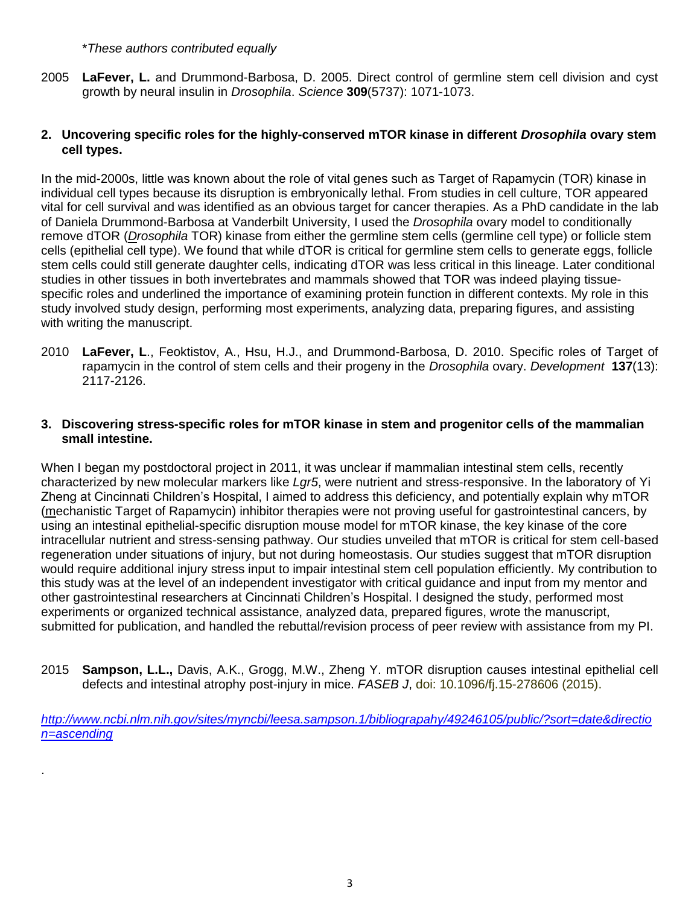\**These authors contributed equally*

2005 **LaFever, L.** and Drummond-Barbosa, D. 2005. Direct control of germline stem cell division and cyst growth by neural insulin in *Drosophila*. *Science* **309**(5737): 1071-1073.

**2. Uncovering specific roles for the highly-conserved mTOR kinase in different *Drosophila* ovary stem cell types.**

In the mid-2000s, little was known about the role of vital genes such as Target of Rapamycin (TOR) kinase in individual cell types because its disruption is embryonically lethal. From studies in cell culture, TOR appeared vital for cell survival and was identified as an obvious target for cancer therapies. As a PhD candidate in the lab of Daniela Drummond-Barbosa at Vanderbilt University, I used the *Drosophila* ovary model to conditionally remove dTOR (*Drosophila* TOR) kinase from either the germline stem cells (germline cell type) or follicle stem cells (epithelial cell type). We found that while dTOR is critical for germline stem cells to generate eggs, follicle stem cells could still generate daughter cells, indicating dTOR was less critical in this lineage. Later conditional studies in other tissues in both invertebrates and mammals showed that TOR was indeed playing tissue-specific roles and underlined the importance of examining protein function in different contexts. My role in this study involved study design, performing most experiments, analyzing data, preparing figures, and assisting with writing the manuscript.

2010 **LaFever, L**., Feoktistov, A., Hsu, H.J., and Drummond-Barbosa, D. 2010. Specific roles of Target of rapamycin in the control of stem cells and their progeny in the *Drosophila* ovary. *Development* **137**(13): 2117-2126.

**3. Discovering stress-specific roles for mTOR kinase in stem and progenitor cells of the mammalian small intestine.**

When I began my postdoctoral project in 2011, it was unclear if mammalian intestinal stem cells, recently characterized by new molecular markers like *Lgr5*, were nutrient and stress-responsive. In the laboratory of Yi Zheng at Cincinnati Children's Hospital, I aimed to address this deficiency, and potentially explain why mTOR (mechanistic Target of Rapamycin) inhibitor therapies were not proving useful for gastrointestinal cancers, by using an intestinal epithelial-specific disruption mouse model for mTOR kinase, the key kinase of the core intracellular nutrient and stress-sensing pathway. Our studies unveiled that mTOR is critical for stem cell-based regeneration under situations of injury, but not during homeostasis. Our studies suggest that mTOR disruption would require additional injury stress input to impair intestinal stem cell population efficiently. My contribution to this study was at the level of an independent investigator with critical guidance and input from my mentor and other gastrointestinal researchers at Cincinnati Children's Hospital. I designed the study, performed most experiments or organized technical assistance, analyzed data, prepared figures, wrote the manuscript, submitted for publication, and handled the rebuttal/revision process of peer review with assistance from my PI.

2015 **Sampson, L.L.,** Davis, A.K., Grogg, M.W., Zheng Y. mTOR disruption causes intestinal epithelial cell defects and intestinal atrophy post-injury in mice. *FASEB J*, doi: 10.1096/fj.15-278606 (2015).

*[http://www.ncbi.nlm.nih.gov/sites/myncbi/leesa.sampson.1/bibliograpahy/49246105/public/?sort=date&direction=ascending](http://www.ncbi.nlm.nih.gov/sites/myncbi/leesa.sampson.1/bibliograpahy/49246105/public/?sort=date&direction=ascending)*

.